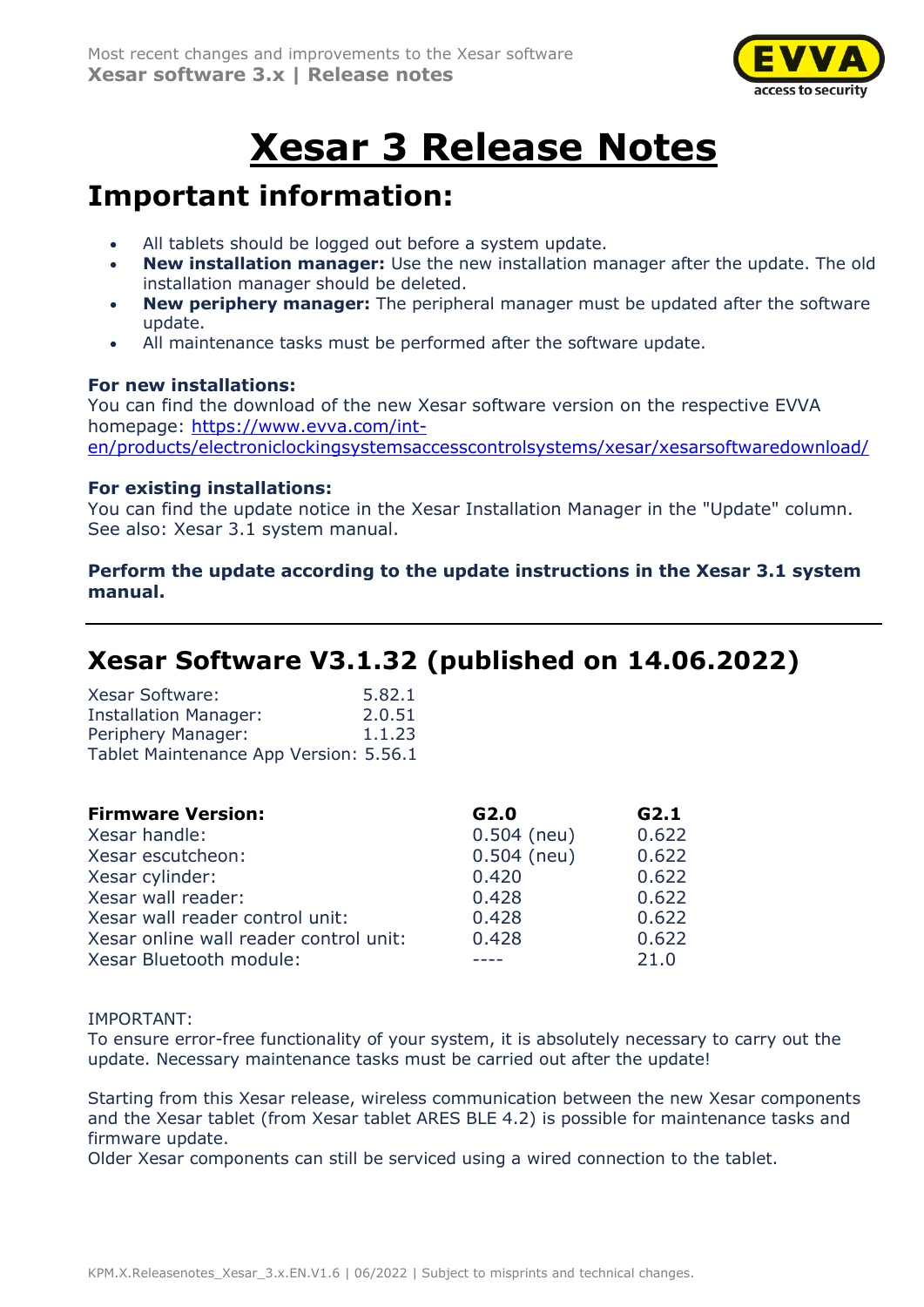# Xesar 3 Release Notes

## Important information:

- All tablets should be logged out before a system update.
- **New installation manager:** Use the new installation manager after the update. The old installation manager should be deleted.
- **New periphery manager:** The peripheral manager must be updated after the software update.
- All maintenance tasks must be performed after the software update.

**For new installations:**
You can find the download of the new Xesar software version on the respective EVVA homepage: [https://www.evva.com/int-en/products/electroniclockingsystemsaccesscontrolsystems/xesar/xesarsoftwaredownload/](https://www.evva.com/int-en/products/electroniclockingsystemsaccesscontrolsystems/xesar/xesarsoftwaredownload/)

**For existing installations:**
You can find the update notice in the Xesar Installation Manager in the "Update" column.
See also: Xesar 3.1 system manual.

**Perform the update according to the update instructions in the Xesar 3.1 system manual.**

---

## Xesar Software V3.1.32 (published on 14.06.2022)

| | |
|---|---|
| Xesar Software: | 5.82.1 |
| Installation Manager: | 2.0.51 |
| Periphery Manager: | 1.1.23 |
| Tablet Maintenance App Version: | 5.56.1 |

| **Firmware Version:** | **G2.0** | **G2.1** |
|---|---|---|
| Xesar handle: | 0.504 (neu) | 0.622 |
| Xesar escutcheon: | 0.504 (neu) | 0.622 |
| Xesar cylinder: | 0.420 | 0.622 |
| Xesar wall reader: | 0.428 | 0.622 |
| Xesar wall reader control unit: | 0.428 | 0.622 |
| Xesar online wall reader control unit: | 0.428 | 0.622 |
| Xesar Bluetooth module: | ---- | 21.0 |

IMPORTANT:
To ensure error-free functionality of your system, it is absolutely necessary to carry out the update. Necessary maintenance tasks must be carried out after the update!

Starting from this Xesar release, wireless communication between the new Xesar components and the Xesar tablet (from Xesar tablet ARES BLE 4.2) is possible for maintenance tasks and firmware update.
Older Xesar components can still be serviced using a wired connection to the tablet.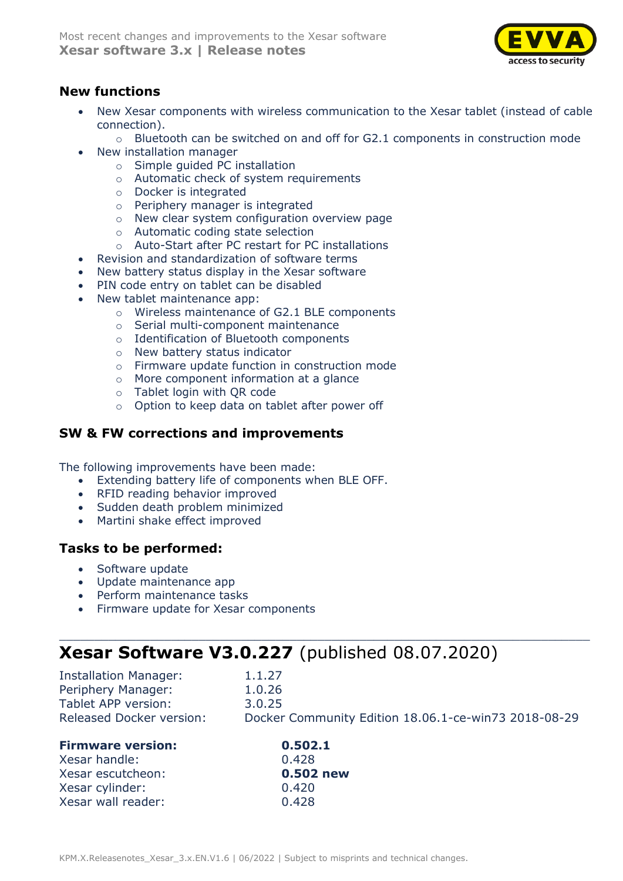## New functions

- New Xesar components with wireless communication to the Xesar tablet (instead of cable connection).
  - Bluetooth can be switched on and off for G2.1 components in construction mode
- New installation manager
  - Simple guided PC installation
  - Automatic check of system requirements
  - Docker is integrated
  - Periphery manager is integrated
  - New clear system configuration overview page
  - Automatic coding state selection
  - Auto-Start after PC restart for PC installations
- Revision and standardization of software terms
- New battery status display in the Xesar software
- PIN code entry on tablet can be disabled
- New tablet maintenance app:
  - Wireless maintenance of G2.1 BLE components
  - Serial multi-component maintenance
  - Identification of Bluetooth components
  - New battery status indicator
  - Firmware update function in construction mode
  - More component information at a glance
  - Tablet login with QR code
  - Option to keep data on tablet after power off

## SW & FW corrections and improvements

The following improvements have been made:

- Extending battery life of components when BLE OFF.
- RFID reading behavior improved
- Sudden death problem minimized
- Martini shake effect improved

## Tasks to be performed:

- Software update
- Update maintenance app
- Perform maintenance tasks
- Firmware update for Xesar components

---

# Xesar Software V3.0.227 (published 08.07.2020)

| | |
|---|---|
| Installation Manager: | 1.1.27 |
| Periphery Manager: | 1.0.26 |
| Tablet APP version: | 3.0.25 |
| Released Docker version: | Docker Community Edition 18.06.1-ce-win73 2018-08-29 |

| **Firmware version:** | **0.502.1** |
|---|---|
| Xesar handle: | 0.428 |
| Xesar escutcheon: | **0.502 new** |
| Xesar cylinder: | 0.420 |
| Xesar wall reader: | 0.428 |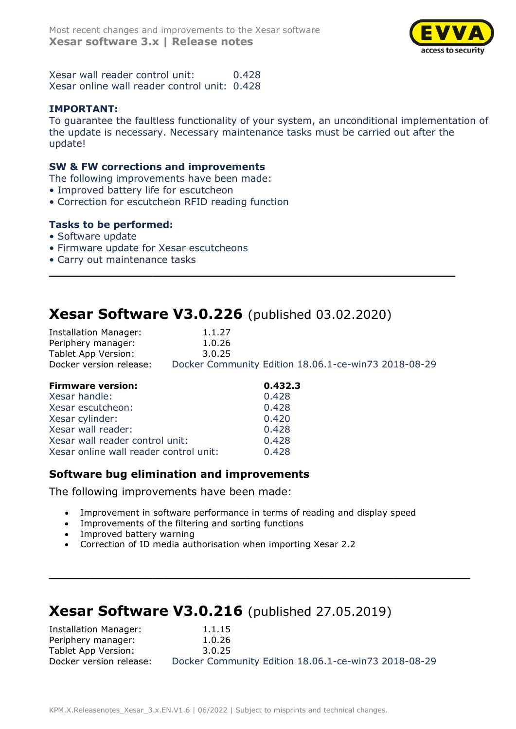| | |
|---|---|
| Xesar wall reader control unit: | 0.428 |
| Xesar online wall reader control unit: | 0.428 |

**IMPORTANT:**
To guarantee the faultless functionality of your system, an unconditional implementation of the update is necessary. Necessary maintenance tasks must be carried out after the update!

**SW & FW corrections and improvements**
The following improvements have been made:
- Improved battery life for escutcheon
- Correction for escutcheon RFID reading function

**Tasks to be performed:**
- Software update
- Firmware update for Xesar escutcheons
- Carry out maintenance tasks

---

## Xesar Software V3.0.226 (published 03.02.2020)

| | |
|---|---|
| Installation Manager: | 1.1.27 |
| Periphery manager: | 1.0.26 |
| Tablet App Version: | 3.0.25 |
| Docker version release: | Docker Community Edition 18.06.1-ce-win73 2018-08-29 |

| **Firmware version:** | **0.432.3** |
|---|---|
| Xesar handle: | 0.428 |
| Xesar escutcheon: | 0.428 |
| Xesar cylinder: | 0.420 |
| Xesar wall reader: | 0.428 |
| Xesar wall reader control unit: | 0.428 |
| Xesar online wall reader control unit: | 0.428 |

### Software bug elimination and improvements

The following improvements have been made:

- Improvement in software performance in terms of reading and display speed
- Improvements of the filtering and sorting functions
- Improved battery warning
- Correction of ID media authorisation when importing Xesar 2.2

---

## Xesar Software V3.0.216 (published 27.05.2019)

| | |
|---|---|
| Installation Manager: | 1.1.15 |
| Periphery manager: | 1.0.26 |
| Tablet App Version: | 3.0.25 |
| Docker version release: | Docker Community Edition 18.06.1-ce-win73 2018-08-29 |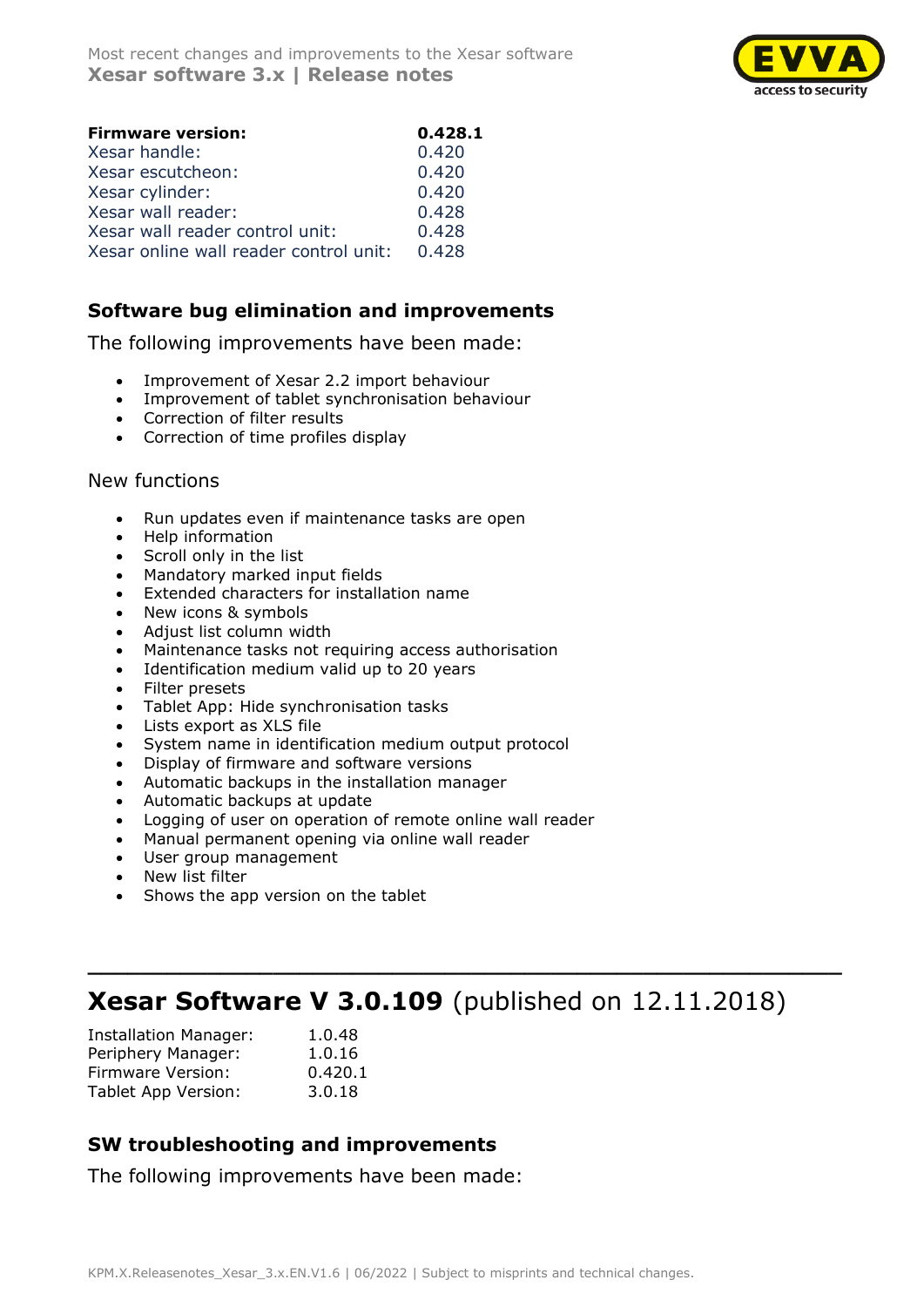| **Firmware version:** | **0.428.1** |
|---|---|
| Xesar handle: | 0.420 |
| Xesar escutcheon: | 0.420 |
| Xesar cylinder: | 0.420 |
| Xesar wall reader: | 0.428 |
| Xesar wall reader control unit: | 0.428 |
| Xesar online wall reader control unit: | 0.428 |

### Software bug elimination and improvements

The following improvements have been made:

- Improvement of Xesar 2.2 import behaviour
- Improvement of tablet synchronisation behaviour
- Correction of filter results
- Correction of time profiles display

New functions

- Run updates even if maintenance tasks are open
- Help information
- Scroll only in the list
- Mandatory marked input fields
- Extended characters for installation name
- New icons & symbols
- Adjust list column width
- Maintenance tasks not requiring access authorisation
- Identification medium valid up to 20 years
- Filter presets
- Tablet App: Hide synchronisation tasks
- Lists export as XLS file
- System name in identification medium output protocol
- Display of firmware and software versions
- Automatic backups in the installation manager
- Automatic backups at update
- Logging of user on operation of remote online wall reader
- Manual permanent opening via online wall reader
- User group management
- New list filter
- Shows the app version on the tablet

---

## **Xesar Software V 3.0.109** (published on 12.11.2018)

| | |
|---|---|
| Installation Manager: | 1.0.48 |
| Periphery Manager: | 1.0.16 |
| Firmware Version: | 0.420.1 |
| Tablet App Version: | 3.0.18 |

### SW troubleshooting and improvements

The following improvements have been made: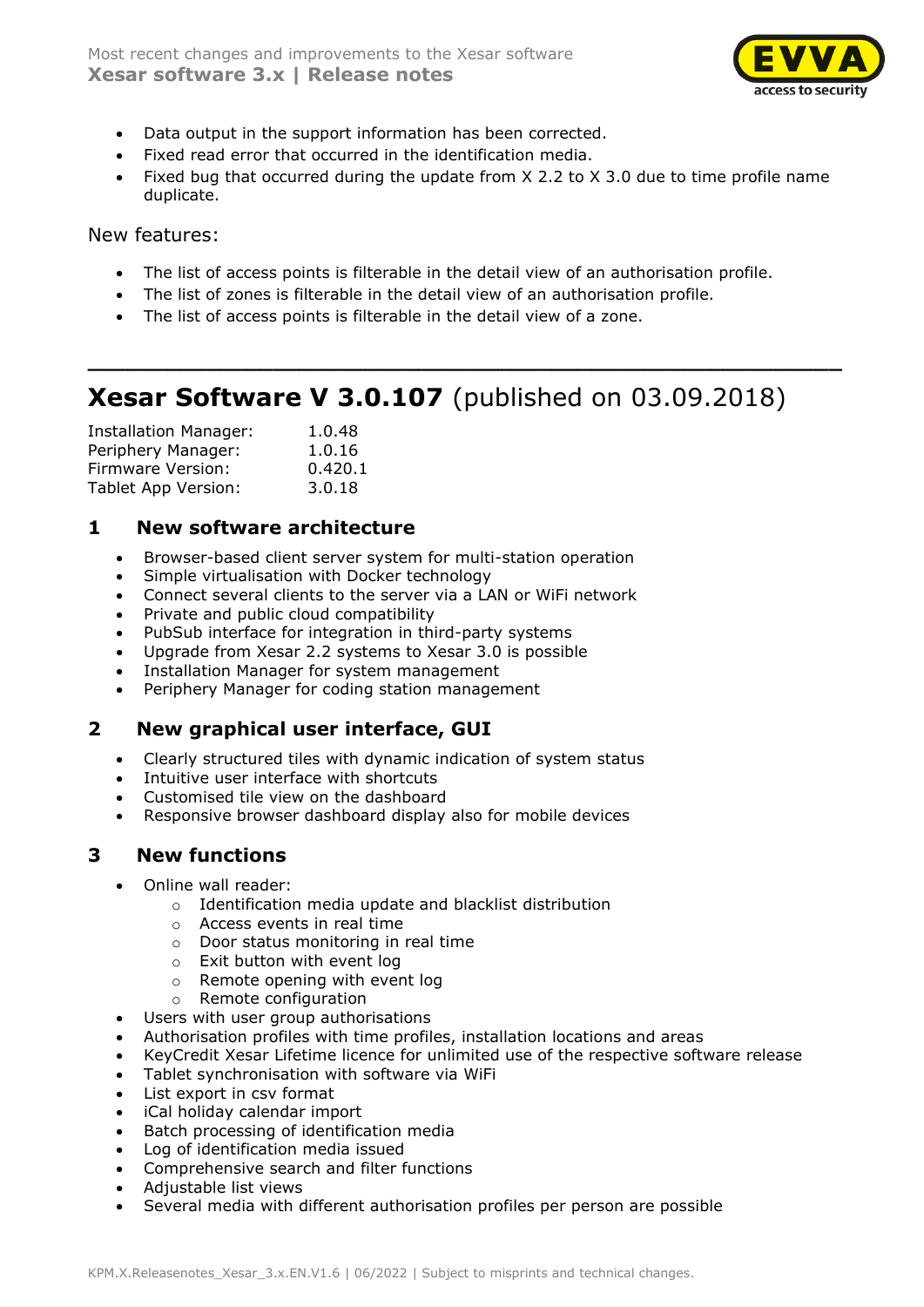- Data output in the support information has been corrected.
- Fixed read error that occurred in the identification media.
- Fixed bug that occurred during the update from X 2.2 to X 3.0 due to time profile name duplicate.

New features:

- The list of access points is filterable in the detail view of an authorisation profile.
- The list of zones is filterable in the detail view of an authorisation profile.
- The list of access points is filterable in the detail view of a zone.

---

# **Xesar Software V 3.0.107** (published on 03.09.2018)

| | |
|---|---|
| Installation Manager: | 1.0.48 |
| Periphery Manager: | 1.0.16 |
| Firmware Version: | 0.420.1 |
| Tablet App Version: | 3.0.18 |

## 1 New software architecture

- Browser-based client server system for multi-station operation
- Simple virtualisation with Docker technology
- Connect several clients to the server via a LAN or WiFi network
- Private and public cloud compatibility
- PubSub interface for integration in third-party systems
- Upgrade from Xesar 2.2 systems to Xesar 3.0 is possible
- Installation Manager for system management
- Periphery Manager for coding station management

## 2 New graphical user interface, GUI

- Clearly structured tiles with dynamic indication of system status
- Intuitive user interface with shortcuts
- Customised tile view on the dashboard
- Responsive browser dashboard display also for mobile devices

## 3 New functions

- Online wall reader:
  - Identification media update and blacklist distribution
  - Access events in real time
  - Door status monitoring in real time
  - Exit button with event log
  - Remote opening with event log
  - Remote configuration
- Users with user group authorisations
- Authorisation profiles with time profiles, installation locations and areas
- KeyCredit Xesar Lifetime licence for unlimited use of the respective software release
- Tablet synchronisation with software via WiFi
- List export in csv format
- iCal holiday calendar import
- Batch processing of identification media
- Log of identification media issued
- Comprehensive search and filter functions
- Adjustable list views
- Several media with different authorisation profiles per person are possible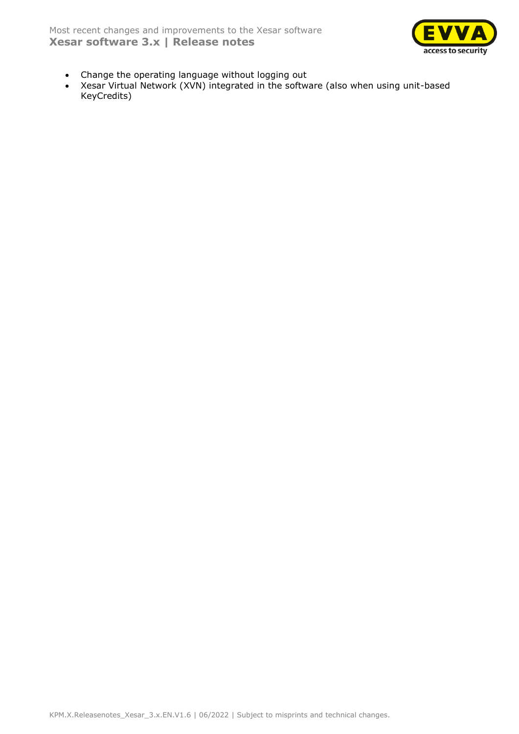- Change the operating language without logging out
- Xesar Virtual Network (XVN) integrated in the software (also when using unit-based KeyCredits)